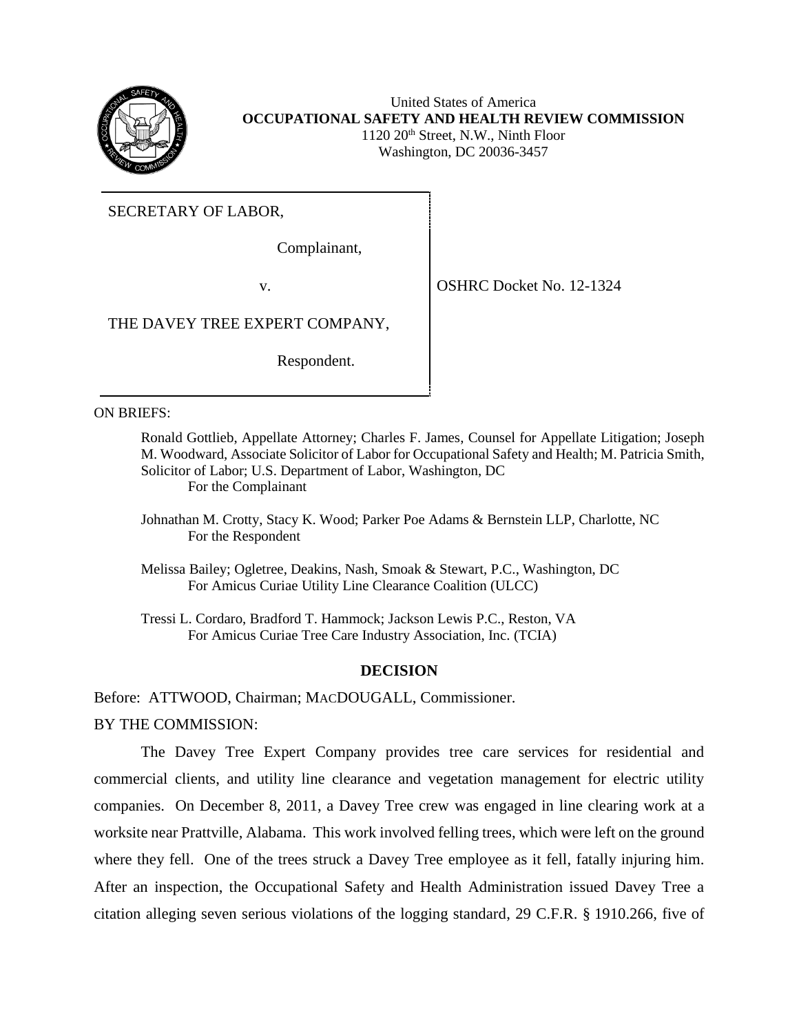United States of America
**OCCUPATIONAL SAFETY AND HEALTH REVIEW COMMISSION**
1120 20th Street, N.W., Ninth Floor
Washington, DC 20036-3457

SECRETARY OF LABOR,

Complainant,

v.

THE DAVEY TREE EXPERT COMPANY,

Respondent.

OSHRC Docket No. 12-1324

ON BRIEFS:

Ronald Gottlieb, Appellate Attorney; Charles F. James, Counsel for Appellate Litigation; Joseph M. Woodward, Associate Solicitor of Labor for Occupational Safety and Health; M. Patricia Smith, Solicitor of Labor; U.S. Department of Labor, Washington, DC
For the Complainant

Johnathan M. Crotty, Stacy K. Wood; Parker Poe Adams & Bernstein LLP, Charlotte, NC
For the Respondent

Melissa Bailey; Ogletree, Deakins, Nash, Smoak & Stewart, P.C., Washington, DC
For Amicus Curiae Utility Line Clearance Coalition (ULCC)

Tressi L. Cordaro, Bradford T. Hammock; Jackson Lewis P.C., Reston, VA
For Amicus Curiae Tree Care Industry Association, Inc. (TCIA)

## DECISION

Before: ATTWOOD, Chairman; MACDOUGALL, Commissioner.

BY THE COMMISSION:

The Davey Tree Expert Company provides tree care services for residential and commercial clients, and utility line clearance and vegetation management for electric utility companies. On December 8, 2011, a Davey Tree crew was engaged in line clearing work at a worksite near Prattville, Alabama. This work involved felling trees, which were left on the ground where they fell. One of the trees struck a Davey Tree employee as it fell, fatally injuring him. After an inspection, the Occupational Safety and Health Administration issued Davey Tree a citation alleging seven serious violations of the logging standard, 29 C.F.R. § 1910.266, five of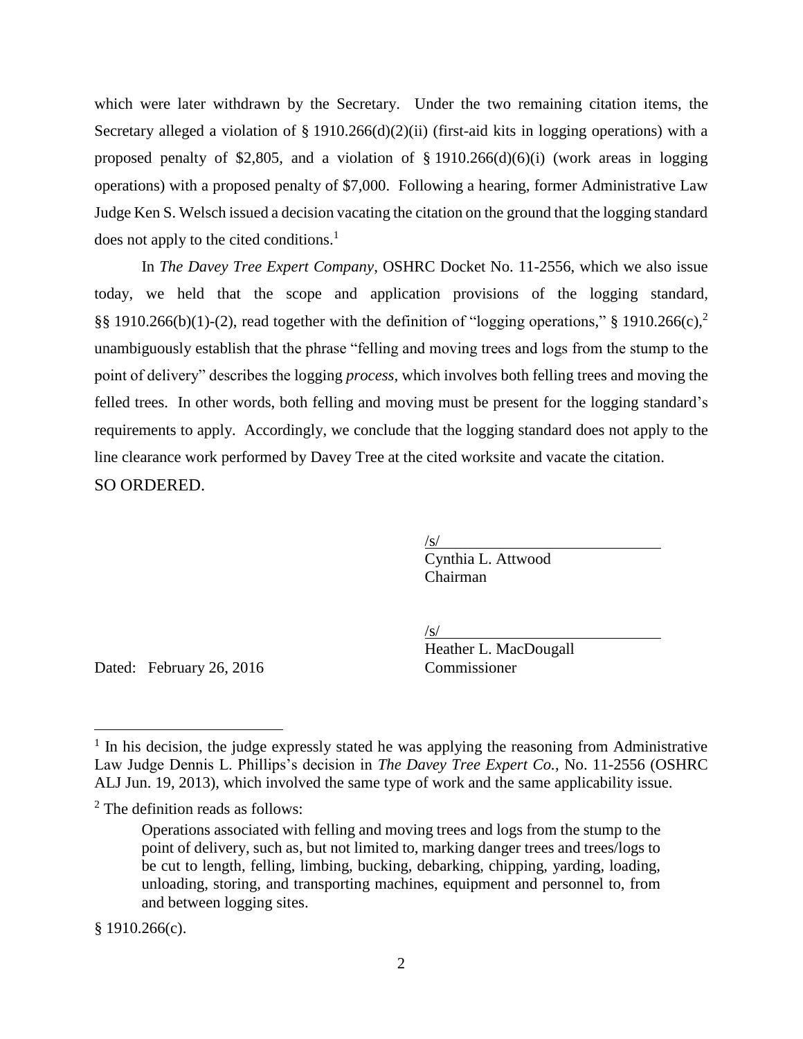which were later withdrawn by the Secretary. Under the two remaining citation items, the Secretary alleged a violation of § 1910.266(d)(2)(ii) (first-aid kits in logging operations) with a proposed penalty of $2,805, and a violation of § 1910.266(d)(6)(i) (work areas in logging operations) with a proposed penalty of $7,000. Following a hearing, former Administrative Law Judge Ken S. Welsch issued a decision vacating the citation on the ground that the logging standard does not apply to the cited conditions.[1]

In *The Davey Tree Expert Company*, OSHRC Docket No. 11-2556, which we also issue today, we held that the scope and application provisions of the logging standard, §§ 1910.266(b)(1)-(2), read together with the definition of "logging operations," § 1910.266(c),[2] unambiguously establish that the phrase "felling and moving trees and logs from the stump to the point of delivery" describes the logging *process*, which involves both felling trees and moving the felled trees. In other words, both felling and moving must be present for the logging standard's requirements to apply. Accordingly, we conclude that the logging standard does not apply to the line clearance work performed by Davey Tree at the cited worksite and vacate the citation.

SO ORDERED.

/s/
Cynthia L. Attwood
Chairman

/s/
Heather L. MacDougall
Commissioner

Dated: February 26, 2016

---

[1] In his decision, the judge expressly stated he was applying the reasoning from Administrative Law Judge Dennis L. Phillips's decision in *The Davey Tree Expert Co.*, No. 11-2556 (OSHRC ALJ Jun. 19, 2013), which involved the same type of work and the same applicability issue.

[2] The definition reads as follows:

> Operations associated with felling and moving trees and logs from the stump to the point of delivery, such as, but not limited to, marking danger trees and trees/logs to be cut to length, felling, limbing, bucking, debarking, chipping, yarding, loading, unloading, storing, and transporting machines, equipment and personnel to, from and between logging sites.

§ 1910.266(c).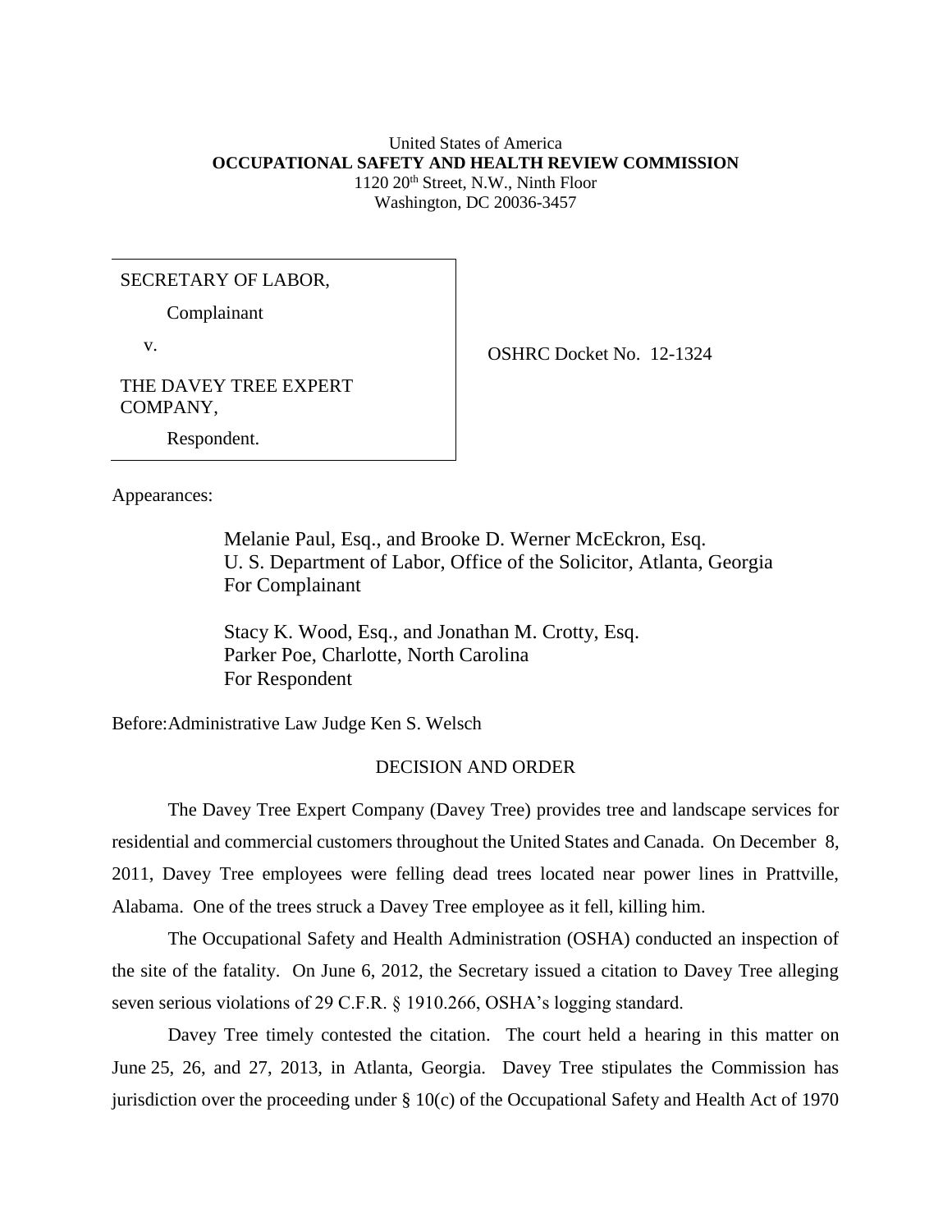United States of America
**OCCUPATIONAL SAFETY AND HEALTH REVIEW COMMISSION**
1120 20th Street, N.W., Ninth Floor
Washington, DC 20036-3457

| | |
|---|---|
| SECRETARY OF LABOR,<br><br>Complainant<br><br>v.<br><br>THE DAVEY TREE EXPERT COMPANY,<br><br>Respondent. | OSHRC Docket No. 12-1324 |

Appearances:

Melanie Paul, Esq., and Brooke D. Werner McEckron, Esq.
U. S. Department of Labor, Office of the Solicitor, Atlanta, Georgia
For Complainant

Stacy K. Wood, Esq., and Jonathan M. Crotty, Esq.
Parker Poe, Charlotte, North Carolina
For Respondent

Before: Administrative Law Judge Ken S. Welsch

DECISION AND ORDER

The Davey Tree Expert Company (Davey Tree) provides tree and landscape services for residential and commercial customers throughout the United States and Canada. On December 8, 2011, Davey Tree employees were felling dead trees located near power lines in Prattville, Alabama. One of the trees struck a Davey Tree employee as it fell, killing him.

The Occupational Safety and Health Administration (OSHA) conducted an inspection of the site of the fatality. On June 6, 2012, the Secretary issued a citation to Davey Tree alleging seven serious violations of 29 C.F.R. § 1910.266, OSHA's logging standard.

Davey Tree timely contested the citation. The court held a hearing in this matter on June 25, 26, and 27, 2013, in Atlanta, Georgia. Davey Tree stipulates the Commission has jurisdiction over the proceeding under § 10(c) of the Occupational Safety and Health Act of 1970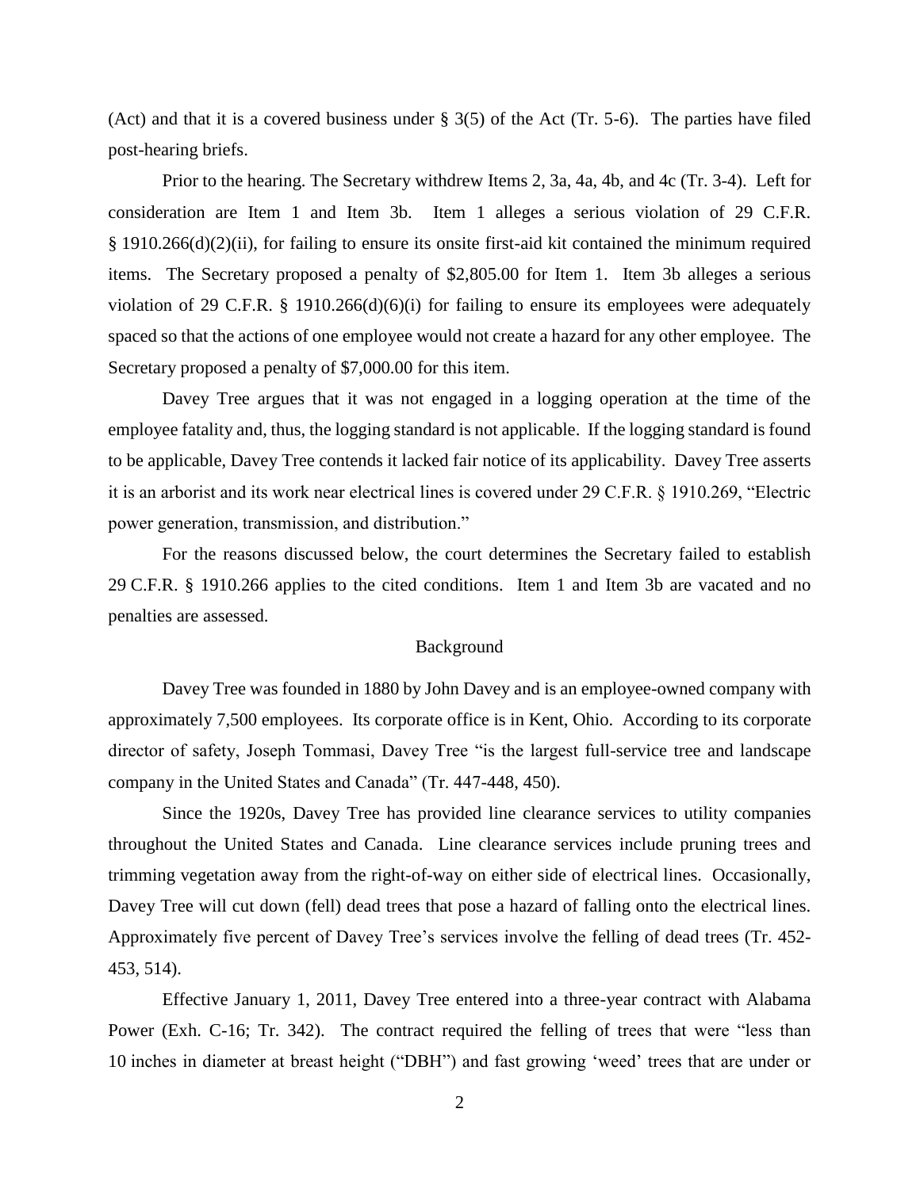(Act) and that it is a covered business under § 3(5) of the Act (Tr. 5-6). The parties have filed post-hearing briefs.

Prior to the hearing. The Secretary withdrew Items 2, 3a, 4a, 4b, and 4c (Tr. 3-4). Left for consideration are Item 1 and Item 3b. Item 1 alleges a serious violation of 29 C.F.R. § 1910.266(d)(2)(ii), for failing to ensure its onsite first-aid kit contained the minimum required items. The Secretary proposed a penalty of $2,805.00 for Item 1. Item 3b alleges a serious violation of 29 C.F.R. § 1910.266(d)(6)(i) for failing to ensure its employees were adequately spaced so that the actions of one employee would not create a hazard for any other employee. The Secretary proposed a penalty of $7,000.00 for this item.

Davey Tree argues that it was not engaged in a logging operation at the time of the employee fatality and, thus, the logging standard is not applicable. If the logging standard is found to be applicable, Davey Tree contends it lacked fair notice of its applicability. Davey Tree asserts it is an arborist and its work near electrical lines is covered under 29 C.F.R. § 1910.269, "Electric power generation, transmission, and distribution."

For the reasons discussed below, the court determines the Secretary failed to establish 29 C.F.R. § 1910.266 applies to the cited conditions. Item 1 and Item 3b are vacated and no penalties are assessed.

## Background

Davey Tree was founded in 1880 by John Davey and is an employee-owned company with approximately 7,500 employees. Its corporate office is in Kent, Ohio. According to its corporate director of safety, Joseph Tommasi, Davey Tree "is the largest full-service tree and landscape company in the United States and Canada" (Tr. 447-448, 450).

Since the 1920s, Davey Tree has provided line clearance services to utility companies throughout the United States and Canada. Line clearance services include pruning trees and trimming vegetation away from the right-of-way on either side of electrical lines. Occasionally, Davey Tree will cut down (fell) dead trees that pose a hazard of falling onto the electrical lines. Approximately five percent of Davey Tree's services involve the felling of dead trees (Tr. 452-453, 514).

Effective January 1, 2011, Davey Tree entered into a three-year contract with Alabama Power (Exh. C-16; Tr. 342). The contract required the felling of trees that were "less than 10 inches in diameter at breast height ("DBH") and fast growing 'weed' trees that are under or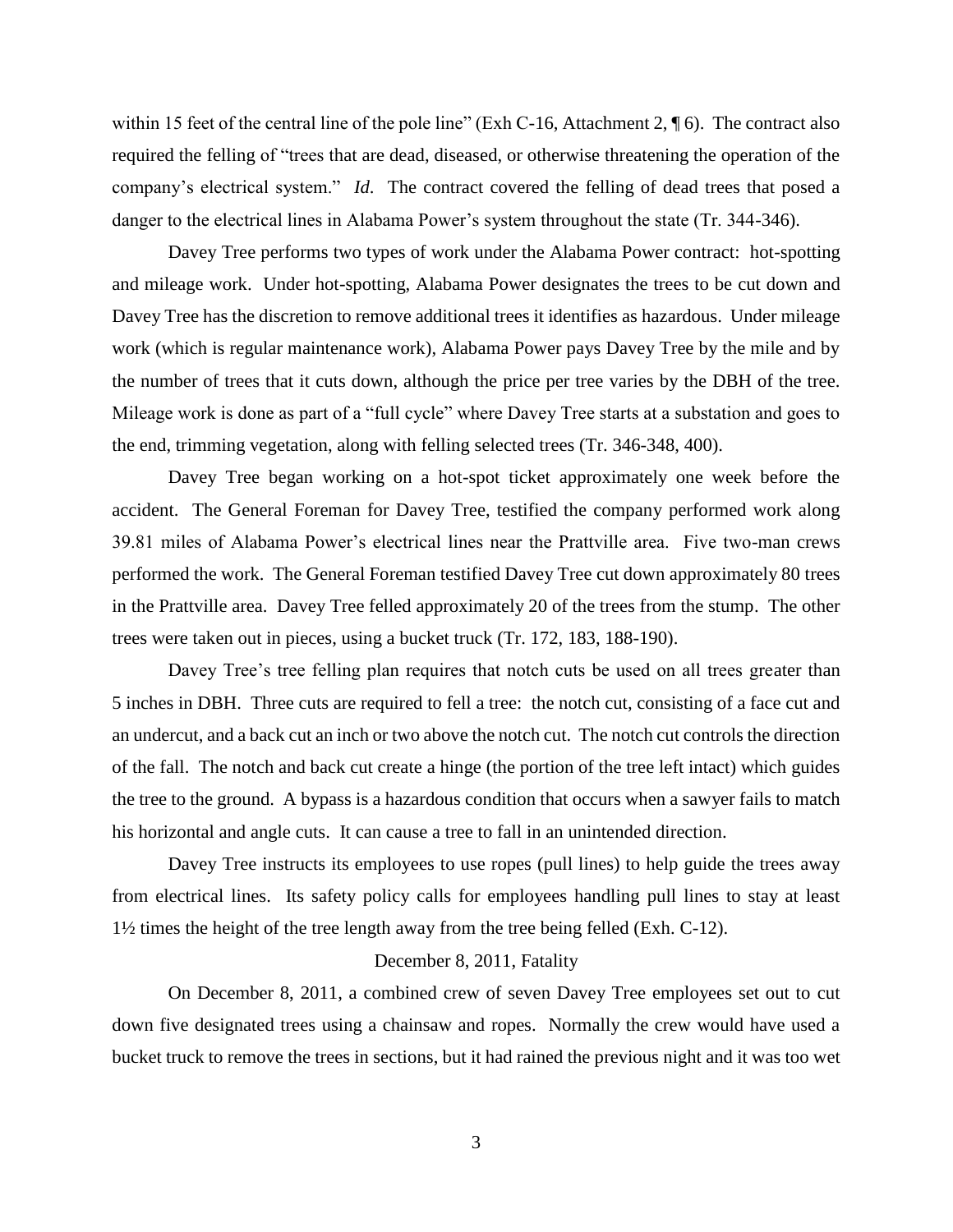within 15 feet of the central line of the pole line" (Exh C-16, Attachment 2, ¶ 6). The contract also required the felling of "trees that are dead, diseased, or otherwise threatening the operation of the company's electrical system." *Id.* The contract covered the felling of dead trees that posed a danger to the electrical lines in Alabama Power's system throughout the state (Tr. 344-346).

Davey Tree performs two types of work under the Alabama Power contract: hot-spotting and mileage work. Under hot-spotting, Alabama Power designates the trees to be cut down and Davey Tree has the discretion to remove additional trees it identifies as hazardous. Under mileage work (which is regular maintenance work), Alabama Power pays Davey Tree by the mile and by the number of trees that it cuts down, although the price per tree varies by the DBH of the tree. Mileage work is done as part of a "full cycle" where Davey Tree starts at a substation and goes to the end, trimming vegetation, along with felling selected trees (Tr. 346-348, 400).

Davey Tree began working on a hot-spot ticket approximately one week before the accident. The General Foreman for Davey Tree, testified the company performed work along 39.81 miles of Alabama Power's electrical lines near the Prattville area. Five two-man crews performed the work. The General Foreman testified Davey Tree cut down approximately 80 trees in the Prattville area. Davey Tree felled approximately 20 of the trees from the stump. The other trees were taken out in pieces, using a bucket truck (Tr. 172, 183, 188-190).

Davey Tree's tree felling plan requires that notch cuts be used on all trees greater than 5 inches in DBH. Three cuts are required to fell a tree: the notch cut, consisting of a face cut and an undercut, and a back cut an inch or two above the notch cut. The notch cut controls the direction of the fall. The notch and back cut create a hinge (the portion of the tree left intact) which guides the tree to the ground. A bypass is a hazardous condition that occurs when a sawyer fails to match his horizontal and angle cuts. It can cause a tree to fall in an unintended direction.

Davey Tree instructs its employees to use ropes (pull lines) to help guide the trees away from electrical lines. Its safety policy calls for employees handling pull lines to stay at least 1½ times the height of the tree length away from the tree being felled (Exh. C-12).

## December 8, 2011, Fatality

On December 8, 2011, a combined crew of seven Davey Tree employees set out to cut down five designated trees using a chainsaw and ropes. Normally the crew would have used a bucket truck to remove the trees in sections, but it had rained the previous night and it was too wet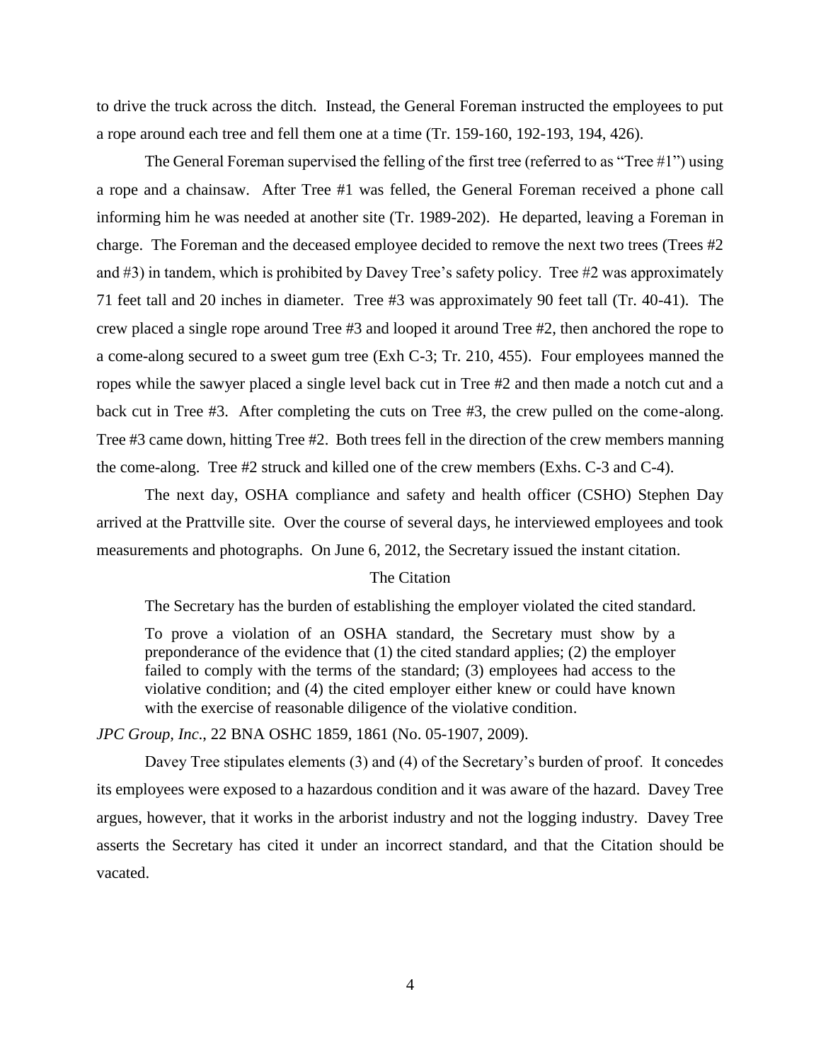to drive the truck across the ditch. Instead, the General Foreman instructed the employees to put a rope around each tree and fell them one at a time (Tr. 159-160, 192-193, 194, 426).

The General Foreman supervised the felling of the first tree (referred to as "Tree #1") using a rope and a chainsaw. After Tree #1 was felled, the General Foreman received a phone call informing him he was needed at another site (Tr. 1989-202). He departed, leaving a Foreman in charge. The Foreman and the deceased employee decided to remove the next two trees (Trees #2 and #3) in tandem, which is prohibited by Davey Tree's safety policy. Tree #2 was approximately 71 feet tall and 20 inches in diameter. Tree #3 was approximately 90 feet tall (Tr. 40-41). The crew placed a single rope around Tree #3 and looped it around Tree #2, then anchored the rope to a come-along secured to a sweet gum tree (Exh C-3; Tr. 210, 455). Four employees manned the ropes while the sawyer placed a single level back cut in Tree #2 and then made a notch cut and a back cut in Tree #3. After completing the cuts on Tree #3, the crew pulled on the come-along. Tree #3 came down, hitting Tree #2. Both trees fell in the direction of the crew members manning the come-along. Tree #2 struck and killed one of the crew members (Exhs. C-3 and C-4).

The next day, OSHA compliance and safety and health officer (CSHO) Stephen Day arrived at the Prattville site. Over the course of several days, he interviewed employees and took measurements and photographs. On June 6, 2012, the Secretary issued the instant citation.

## The Citation

The Secretary has the burden of establishing the employer violated the cited standard.

> To prove a violation of an OSHA standard, the Secretary must show by a preponderance of the evidence that (1) the cited standard applies; (2) the employer failed to comply with the terms of the standard; (3) employees had access to the violative condition; and (4) the cited employer either knew or could have known with the exercise of reasonable diligence of the violative condition.

*JPC Group, Inc*., 22 BNA OSHC 1859, 1861 (No. 05-1907, 2009).

Davey Tree stipulates elements (3) and (4) of the Secretary's burden of proof. It concedes its employees were exposed to a hazardous condition and it was aware of the hazard. Davey Tree argues, however, that it works in the arborist industry and not the logging industry. Davey Tree asserts the Secretary has cited it under an incorrect standard, and that the Citation should be vacated.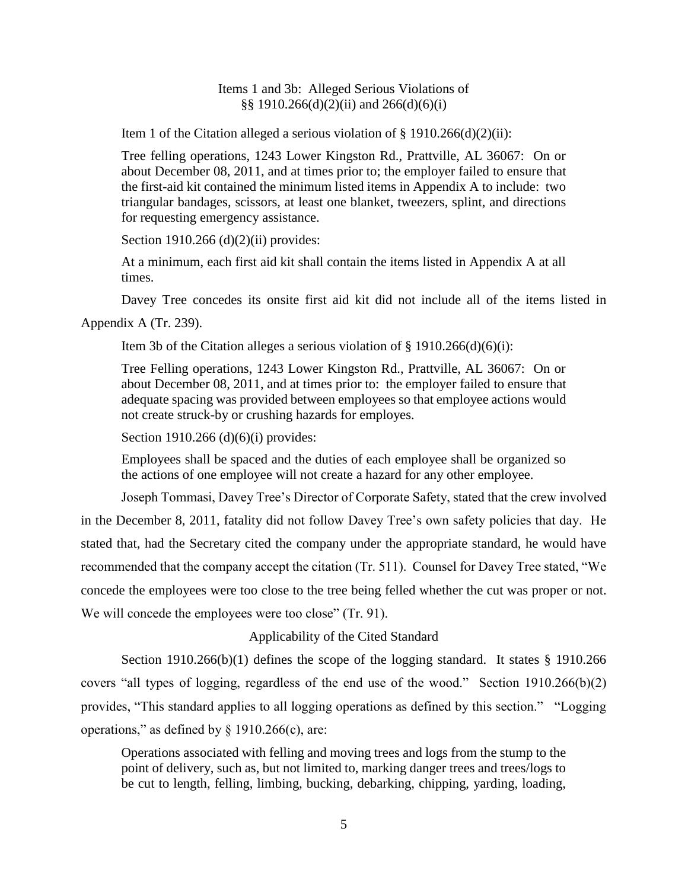Items 1 and 3b: Alleged Serious Violations of §§ 1910.266(d)(2)(ii) and 266(d)(6)(i)

Item 1 of the Citation alleged a serious violation of § 1910.266(d)(2)(ii):

> Tree felling operations, 1243 Lower Kingston Rd., Prattville, AL 36067: On or about December 08, 2011, and at times prior to; the employer failed to ensure that the first-aid kit contained the minimum listed items in Appendix A to include: two triangular bandages, scissors, at least one blanket, tweezers, splint, and directions for requesting emergency assistance.

Section 1910.266 (d)(2)(ii) provides:

> At a minimum, each first aid kit shall contain the items listed in Appendix A at all times.

Davey Tree concedes its onsite first aid kit did not include all of the items listed in Appendix A (Tr. 239).

Item 3b of the Citation alleges a serious violation of § 1910.266(d)(6)(i):

> Tree Felling operations, 1243 Lower Kingston Rd., Prattville, AL 36067: On or about December 08, 2011, and at times prior to: the employer failed to ensure that adequate spacing was provided between employees so that employee actions would not create struck-by or crushing hazards for employes.

Section 1910.266 (d)(6)(i) provides:

> Employees shall be spaced and the duties of each employee shall be organized so the actions of one employee will not create a hazard for any other employee.

Joseph Tommasi, Davey Tree's Director of Corporate Safety, stated that the crew involved in the December 8, 2011, fatality did not follow Davey Tree's own safety policies that day. He stated that, had the Secretary cited the company under the appropriate standard, he would have recommended that the company accept the citation (Tr. 511). Counsel for Davey Tree stated, "We concede the employees were too close to the tree being felled whether the cut was proper or not. We will concede the employees were too close" (Tr. 91).

Applicability of the Cited Standard

Section 1910.266(b)(1) defines the scope of the logging standard. It states § 1910.266 covers "all types of logging, regardless of the end use of the wood." Section 1910.266(b)(2) provides, "This standard applies to all logging operations as defined by this section." "Logging operations," as defined by § 1910.266(c), are:

> Operations associated with felling and moving trees and logs from the stump to the point of delivery, such as, but not limited to, marking danger trees and trees/logs to be cut to length, felling, limbing, bucking, debarking, chipping, yarding, loading,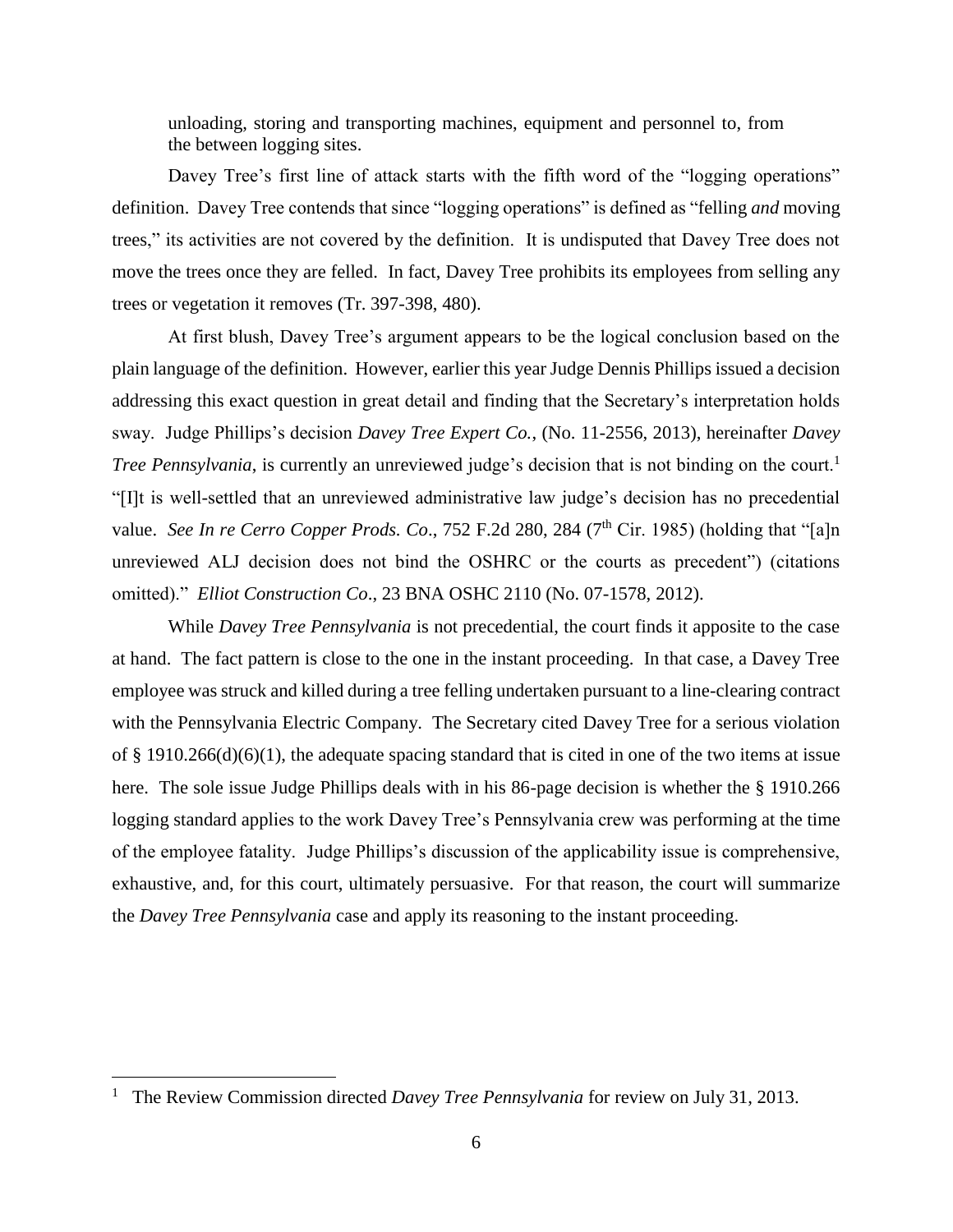unloading, storing and transporting machines, equipment and personnel to, from the between logging sites.

Davey Tree's first line of attack starts with the fifth word of the "logging operations" definition. Davey Tree contends that since "logging operations" is defined as "felling *and* moving trees," its activities are not covered by the definition. It is undisputed that Davey Tree does not move the trees once they are felled. In fact, Davey Tree prohibits its employees from selling any trees or vegetation it removes (Tr. 397-398, 480).

At first blush, Davey Tree's argument appears to be the logical conclusion based on the plain language of the definition. However, earlier this year Judge Dennis Phillips issued a decision addressing this exact question in great detail and finding that the Secretary's interpretation holds sway. Judge Phillips's decision *Davey Tree Expert Co.*, (No. 11-2556, 2013), hereinafter *Davey Tree Pennsylvania*, is currently an unreviewed judge's decision that is not binding on the court.[1] "[I]t is well-settled that an unreviewed administrative law judge's decision has no precedential value. *See In re Cerro Copper Prods. Co*., 752 F.2d 280, 284 (7th Cir. 1985) (holding that "[a]n unreviewed ALJ decision does not bind the OSHRC or the courts as precedent") (citations omitted)." *Elliot Construction Co*., 23 BNA OSHC 2110 (No. 07-1578, 2012).

While *Davey Tree Pennsylvania* is not precedential, the court finds it apposite to the case at hand. The fact pattern is close to the one in the instant proceeding. In that case, a Davey Tree employee was struck and killed during a tree felling undertaken pursuant to a line-clearing contract with the Pennsylvania Electric Company. The Secretary cited Davey Tree for a serious violation of § 1910.266(d)(6)(1), the adequate spacing standard that is cited in one of the two items at issue here. The sole issue Judge Phillips deals with in his 86-page decision is whether the § 1910.266 logging standard applies to the work Davey Tree's Pennsylvania crew was performing at the time of the employee fatality. Judge Phillips's discussion of the applicability issue is comprehensive, exhaustive, and, for this court, ultimately persuasive. For that reason, the court will summarize the *Davey Tree Pennsylvania* case and apply its reasoning to the instant proceeding.

[1] The Review Commission directed *Davey Tree Pennsylvania* for review on July 31, 2013.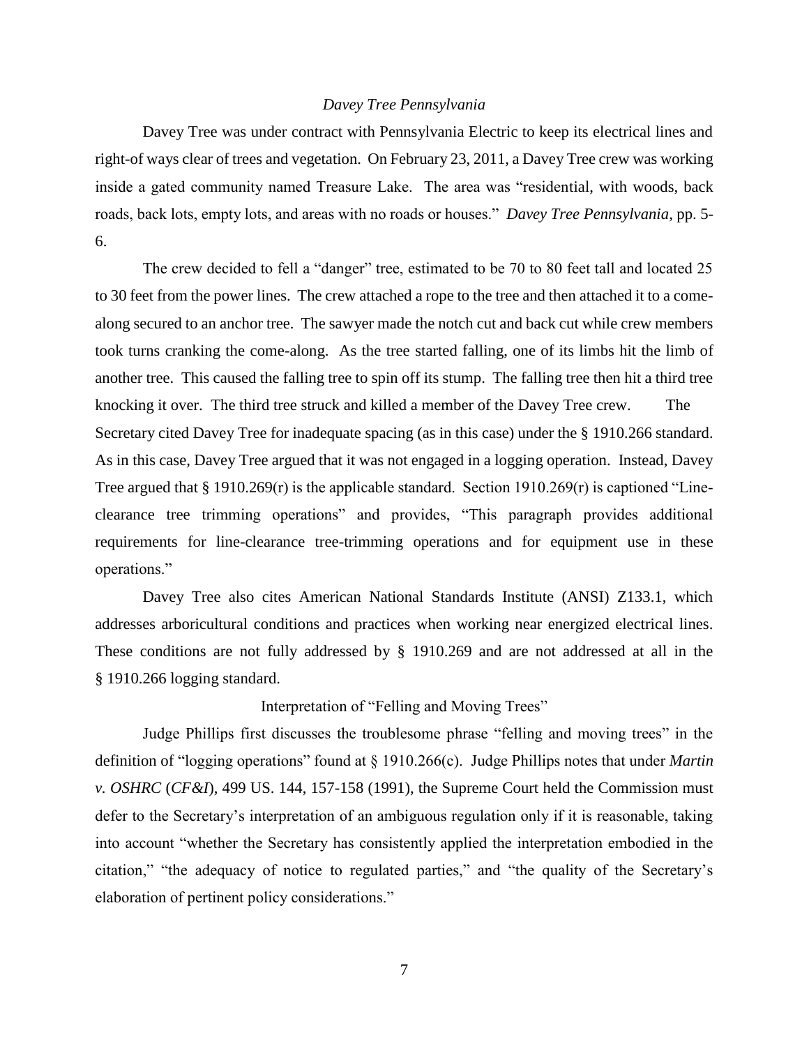*Davey Tree Pennsylvania*

Davey Tree was under contract with Pennsylvania Electric to keep its electrical lines and right-of ways clear of trees and vegetation. On February 23, 2011, a Davey Tree crew was working inside a gated community named Treasure Lake. The area was "residential, with woods, back roads, back lots, empty lots, and areas with no roads or houses." *Davey Tree Pennsylvania*, pp. 5-6.

The crew decided to fell a "danger" tree, estimated to be 70 to 80 feet tall and located 25 to 30 feet from the power lines. The crew attached a rope to the tree and then attached it to a come-along secured to an anchor tree. The sawyer made the notch cut and back cut while crew members took turns cranking the come-along. As the tree started falling, one of its limbs hit the limb of another tree. This caused the falling tree to spin off its stump. The falling tree then hit a third tree knocking it over. The third tree struck and killed a member of the Davey Tree crew. The Secretary cited Davey Tree for inadequate spacing (as in this case) under the § 1910.266 standard. As in this case, Davey Tree argued that it was not engaged in a logging operation. Instead, Davey Tree argued that § 1910.269(r) is the applicable standard. Section 1910.269(r) is captioned "Line-clearance tree trimming operations" and provides, "This paragraph provides additional requirements for line-clearance tree-trimming operations and for equipment use in these operations."

Davey Tree also cites American National Standards Institute (ANSI) Z133.1, which addresses arboricultural conditions and practices when working near energized electrical lines. These conditions are not fully addressed by § 1910.269 and are not addressed at all in the § 1910.266 logging standard.

Interpretation of "Felling and Moving Trees"

Judge Phillips first discusses the troublesome phrase "felling and moving trees" in the definition of "logging operations" found at § 1910.266(c). Judge Phillips notes that under *Martin v. OSHRC* (*CF&I*), 499 US. 144, 157-158 (1991), the Supreme Court held the Commission must defer to the Secretary's interpretation of an ambiguous regulation only if it is reasonable, taking into account "whether the Secretary has consistently applied the interpretation embodied in the citation," "the adequacy of notice to regulated parties," and "the quality of the Secretary's elaboration of pertinent policy considerations."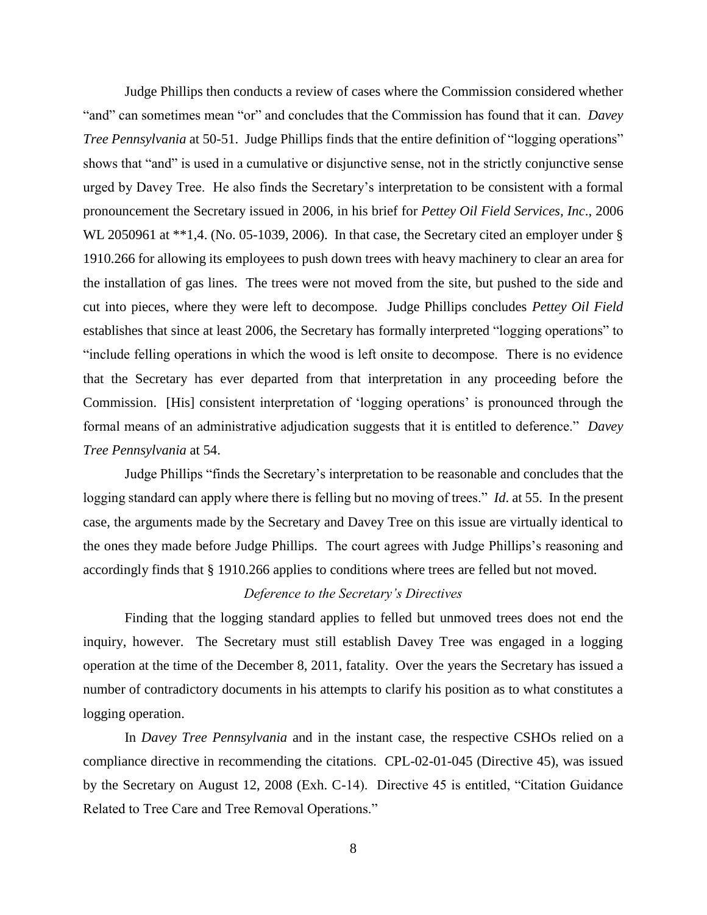Judge Phillips then conducts a review of cases where the Commission considered whether "and" can sometimes mean "or" and concludes that the Commission has found that it can. *Davey Tree Pennsylvania* at 50-51. Judge Phillips finds that the entire definition of "logging operations" shows that "and" is used in a cumulative or disjunctive sense, not in the strictly conjunctive sense urged by Davey Tree. He also finds the Secretary's interpretation to be consistent with a formal pronouncement the Secretary issued in 2006, in his brief for *Pettey Oil Field Services, Inc*., 2006 WL 2050961 at **1,4. (No. 05-1039, 2006). In that case, the Secretary cited an employer under § 1910.266 for allowing its employees to push down trees with heavy machinery to clear an area for the installation of gas lines. The trees were not moved from the site, but pushed to the side and cut into pieces, where they were left to decompose. Judge Phillips concludes *Pettey Oil Field* establishes that since at least 2006, the Secretary has formally interpreted "logging operations" to "include felling operations in which the wood is left onsite to decompose. There is no evidence that the Secretary has ever departed from that interpretation in any proceeding before the Commission. [His] consistent interpretation of 'logging operations' is pronounced through the formal means of an administrative adjudication suggests that it is entitled to deference." *Davey Tree Pennsylvania* at 54.

Judge Phillips "finds the Secretary's interpretation to be reasonable and concludes that the logging standard can apply where there is felling but no moving of trees." *Id*. at 55. In the present case, the arguments made by the Secretary and Davey Tree on this issue are virtually identical to the ones they made before Judge Phillips. The court agrees with Judge Phillips's reasoning and accordingly finds that § 1910.266 applies to conditions where trees are felled but not moved.

*Deference to the Secretary's Directives*

Finding that the logging standard applies to felled but unmoved trees does not end the inquiry, however. The Secretary must still establish Davey Tree was engaged in a logging operation at the time of the December 8, 2011, fatality. Over the years the Secretary has issued a number of contradictory documents in his attempts to clarify his position as to what constitutes a logging operation.

In *Davey Tree Pennsylvania* and in the instant case, the respective CSHOs relied on a compliance directive in recommending the citations. CPL-02-01-045 (Directive 45), was issued by the Secretary on August 12, 2008 (Exh. C-14). Directive 45 is entitled, "Citation Guidance Related to Tree Care and Tree Removal Operations."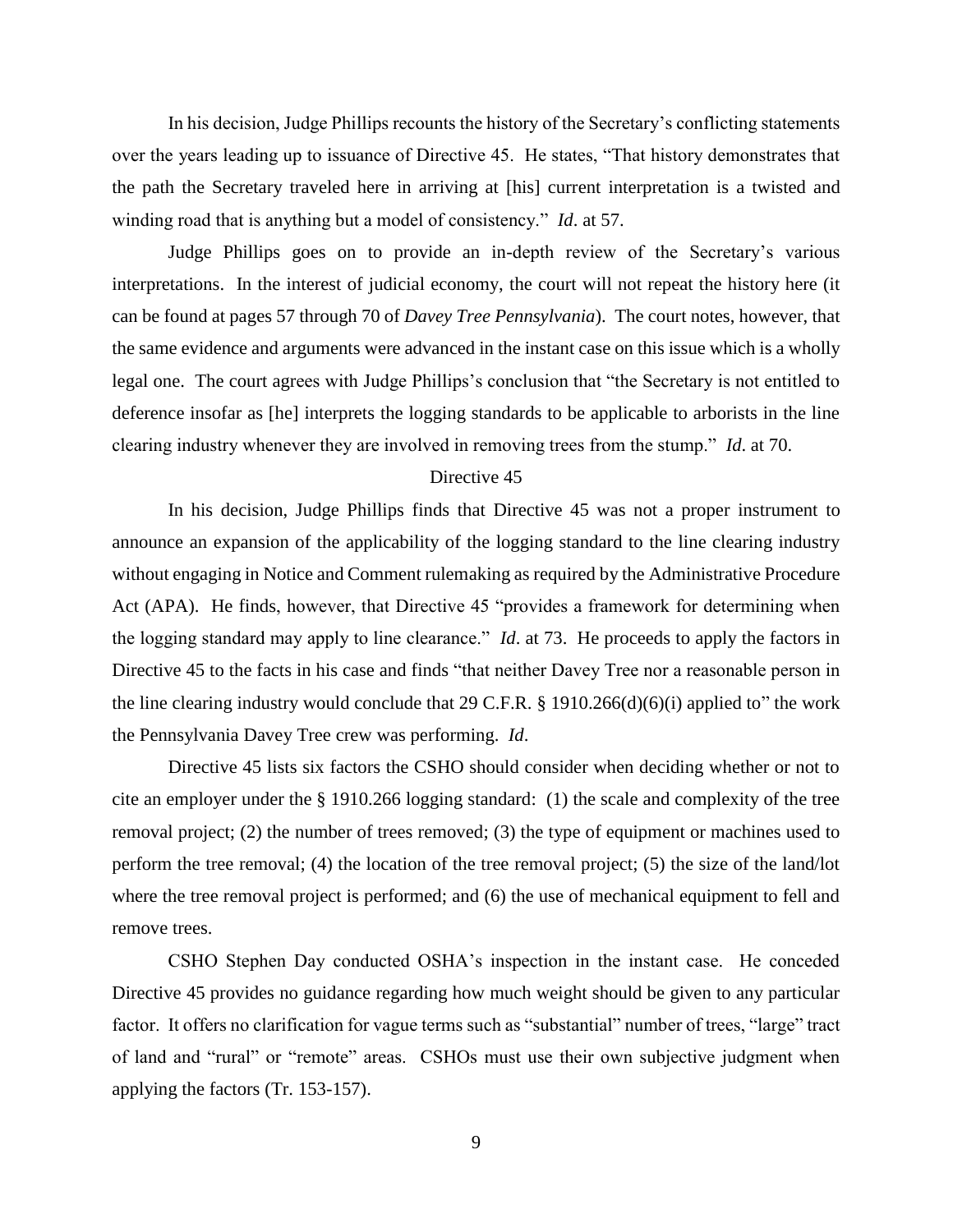In his decision, Judge Phillips recounts the history of the Secretary's conflicting statements over the years leading up to issuance of Directive 45. He states, "That history demonstrates that the path the Secretary traveled here in arriving at [his] current interpretation is a twisted and winding road that is anything but a model of consistency." *Id*. at 57.

Judge Phillips goes on to provide an in-depth review of the Secretary's various interpretations. In the interest of judicial economy, the court will not repeat the history here (it can be found at pages 57 through 70 of *Davey Tree Pennsylvania*). The court notes, however, that the same evidence and arguments were advanced in the instant case on this issue which is a wholly legal one. The court agrees with Judge Phillips's conclusion that "the Secretary is not entitled to deference insofar as [he] interprets the logging standards to be applicable to arborists in the line clearing industry whenever they are involved in removing trees from the stump." *Id*. at 70.

## Directive 45

In his decision, Judge Phillips finds that Directive 45 was not a proper instrument to announce an expansion of the applicability of the logging standard to the line clearing industry without engaging in Notice and Comment rulemaking as required by the Administrative Procedure Act (APA). He finds, however, that Directive 45 "provides a framework for determining when the logging standard may apply to line clearance." *Id*. at 73. He proceeds to apply the factors in Directive 45 to the facts in his case and finds "that neither Davey Tree nor a reasonable person in the line clearing industry would conclude that 29 C.F.R. § 1910.266(d)(6)(i) applied to" the work the Pennsylvania Davey Tree crew was performing. *Id*.

Directive 45 lists six factors the CSHO should consider when deciding whether or not to cite an employer under the § 1910.266 logging standard: (1) the scale and complexity of the tree removal project; (2) the number of trees removed; (3) the type of equipment or machines used to perform the tree removal; (4) the location of the tree removal project; (5) the size of the land/lot where the tree removal project is performed; and (6) the use of mechanical equipment to fell and remove trees.

CSHO Stephen Day conducted OSHA's inspection in the instant case. He conceded Directive 45 provides no guidance regarding how much weight should be given to any particular factor. It offers no clarification for vague terms such as "substantial" number of trees, "large" tract of land and "rural" or "remote" areas. CSHOs must use their own subjective judgment when applying the factors (Tr. 153-157).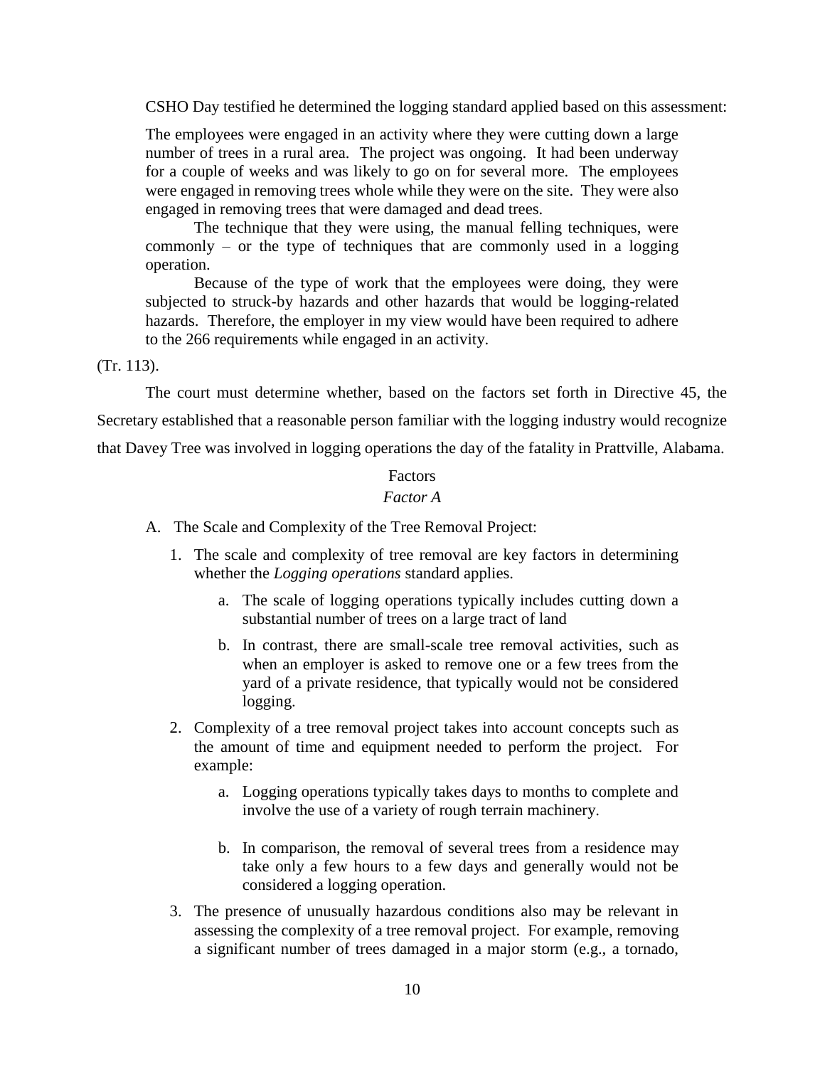CSHO Day testified he determined the logging standard applied based on this assessment:

> The employees were engaged in an activity where they were cutting down a large number of trees in a rural area. The project was ongoing. It had been underway for a couple of weeks and was likely to go on for several more. The employees were engaged in removing trees whole while they were on the site. They were also engaged in removing trees that were damaged and dead trees.
>
> The technique that they were using, the manual felling techniques, were commonly – or the type of techniques that are commonly used in a logging operation.
>
> Because of the type of work that the employees were doing, they were subjected to struck-by hazards and other hazards that would be logging-related hazards. Therefore, the employer in my view would have been required to adhere to the 266 requirements while engaged in an activity.

(Tr. 113).

The court must determine whether, based on the factors set forth in Directive 45, the Secretary established that a reasonable person familiar with the logging industry would recognize that Davey Tree was involved in logging operations the day of the fatality in Prattville, Alabama.

## Factors

### *Factor A*

A. The Scale and Complexity of the Tree Removal Project:

1. The scale and complexity of tree removal are key factors in determining whether the *Logging operations* standard applies.

    a. The scale of logging operations typically includes cutting down a substantial number of trees on a large tract of land

    b. In contrast, there are small-scale tree removal activities, such as when an employer is asked to remove one or a few trees from the yard of a private residence, that typically would not be considered logging.

2. Complexity of a tree removal project takes into account concepts such as the amount of time and equipment needed to perform the project. For example:

    a. Logging operations typically takes days to months to complete and involve the use of a variety of rough terrain machinery.

    b. In comparison, the removal of several trees from a residence may take only a few hours to a few days and generally would not be considered a logging operation.

3. The presence of unusually hazardous conditions also may be relevant in assessing the complexity of a tree removal project. For example, removing a significant number of trees damaged in a major storm (e.g., a tornado,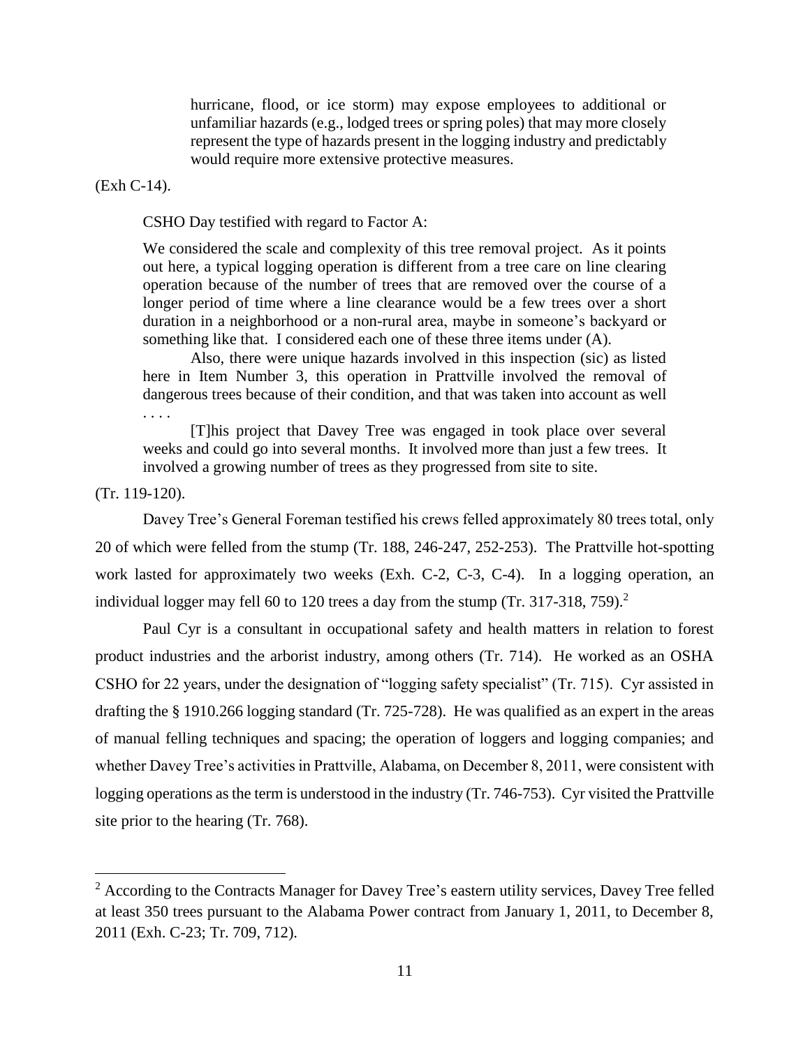> hurricane, flood, or ice storm) may expose employees to additional or unfamiliar hazards (e.g., lodged trees or spring poles) that may more closely represent the type of hazards present in the logging industry and predictably would require more extensive protective measures.

(Exh C-14).

CSHO Day testified with regard to Factor A:

> We considered the scale and complexity of this tree removal project. As it points out here, a typical logging operation is different from a tree care on line clearing operation because of the number of trees that are removed over the course of a longer period of time where a line clearance would be a few trees over a short duration in a neighborhood or a non-rural area, maybe in someone's backyard or something like that. I considered each one of these three items under (A).
>
> Also, there were unique hazards involved in this inspection (sic) as listed here in Item Number 3, this operation in Prattville involved the removal of dangerous trees because of their condition, and that was taken into account as well . . . .
>
> [T]his project that Davey Tree was engaged in took place over several weeks and could go into several months. It involved more than just a few trees. It involved a growing number of trees as they progressed from site to site.

(Tr. 119-120).

Davey Tree's General Foreman testified his crews felled approximately 80 trees total, only 20 of which were felled from the stump (Tr. 188, 246-247, 252-253). The Prattville hot-spotting work lasted for approximately two weeks (Exh. C-2, C-3, C-4). In a logging operation, an individual logger may fell 60 to 120 trees a day from the stump (Tr. 317-318, 759).[2]

Paul Cyr is a consultant in occupational safety and health matters in relation to forest product industries and the arborist industry, among others (Tr. 714). He worked as an OSHA CSHO for 22 years, under the designation of "logging safety specialist" (Tr. 715). Cyr assisted in drafting the § 1910.266 logging standard (Tr. 725-728). He was qualified as an expert in the areas of manual felling techniques and spacing; the operation of loggers and logging companies; and whether Davey Tree's activities in Prattville, Alabama, on December 8, 2011, were consistent with logging operations as the term is understood in the industry (Tr. 746-753). Cyr visited the Prattville site prior to the hearing (Tr. 768).

---

[2] According to the Contracts Manager for Davey Tree's eastern utility services, Davey Tree felled at least 350 trees pursuant to the Alabama Power contract from January 1, 2011, to December 8, 2011 (Exh. C-23; Tr. 709, 712).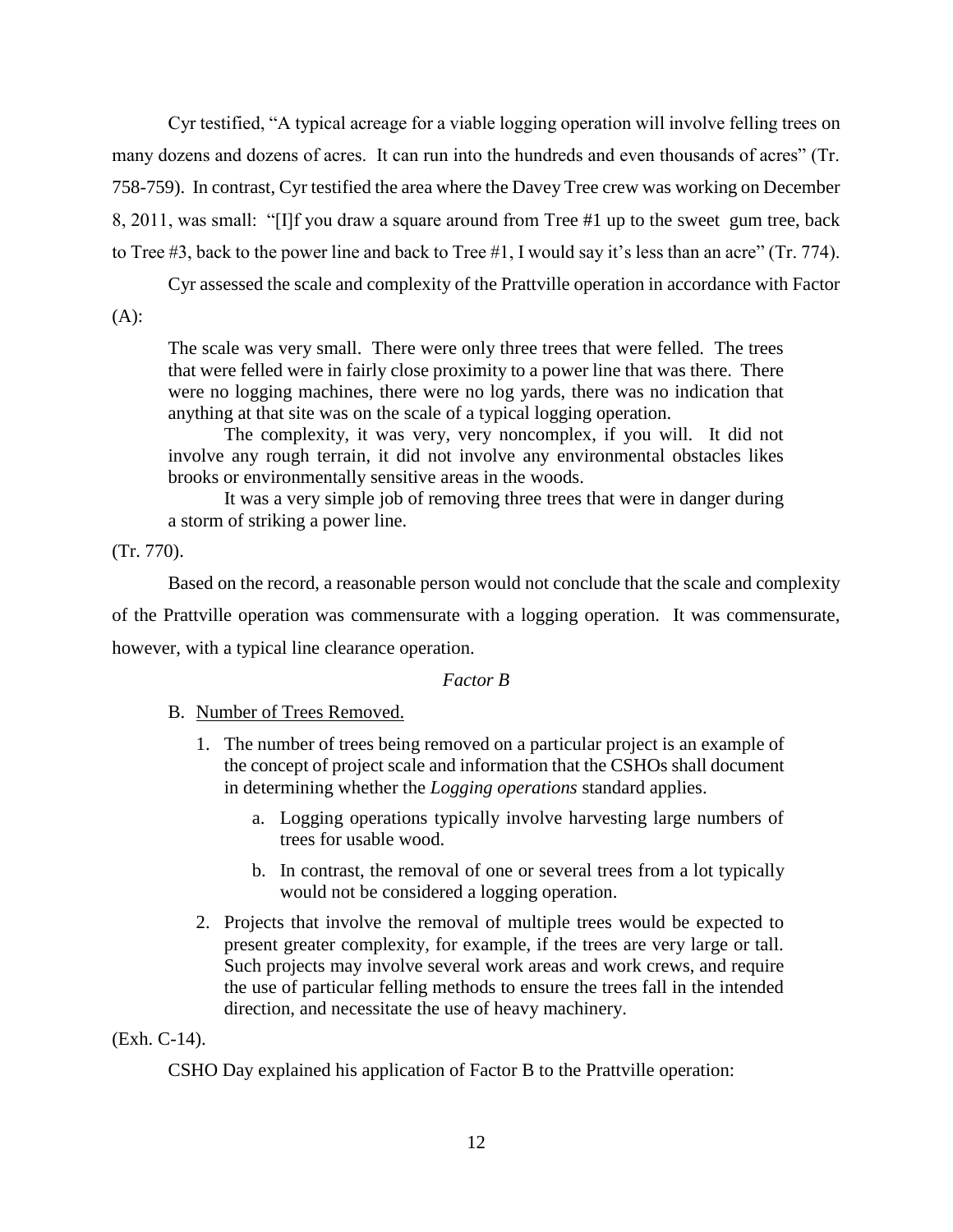Cyr testified, "A typical acreage for a viable logging operation will involve felling trees on many dozens and dozens of acres. It can run into the hundreds and even thousands of acres" (Tr. 758-759). In contrast, Cyr testified the area where the Davey Tree crew was working on December 8, 2011, was small: "[I]f you draw a square around from Tree #1 up to the sweet gum tree, back to Tree #3, back to the power line and back to Tree #1, I would say it's less than an acre" (Tr. 774).

Cyr assessed the scale and complexity of the Prattville operation in accordance with Factor (A):

> The scale was very small. There were only three trees that were felled. The trees that were felled were in fairly close proximity to a power line that was there. There were no logging machines, there were no log yards, there was no indication that anything at that site was on the scale of a typical logging operation.
>
> The complexity, it was very, very noncomplex, if you will. It did not involve any rough terrain, it did not involve any environmental obstacles likes brooks or environmentally sensitive areas in the woods.
>
> It was a very simple job of removing three trees that were in danger during a storm of striking a power line.

(Tr. 770).

Based on the record, a reasonable person would not conclude that the scale and complexity of the Prattville operation was commensurate with a logging operation. It was commensurate, however, with a typical line clearance operation.

*Factor B*

B. Number of Trees Removed.

1. The number of trees being removed on a particular project is an example of the concept of project scale and information that the CSHOs shall document in determining whether the *Logging operations* standard applies.
   a. Logging operations typically involve harvesting large numbers of trees for usable wood.
   b. In contrast, the removal of one or several trees from a lot typically would not be considered a logging operation.
2. Projects that involve the removal of multiple trees would be expected to present greater complexity, for example, if the trees are very large or tall. Such projects may involve several work areas and work crews, and require the use of particular felling methods to ensure the trees fall in the intended direction, and necessitate the use of heavy machinery.

(Exh. C-14).

CSHO Day explained his application of Factor B to the Prattville operation: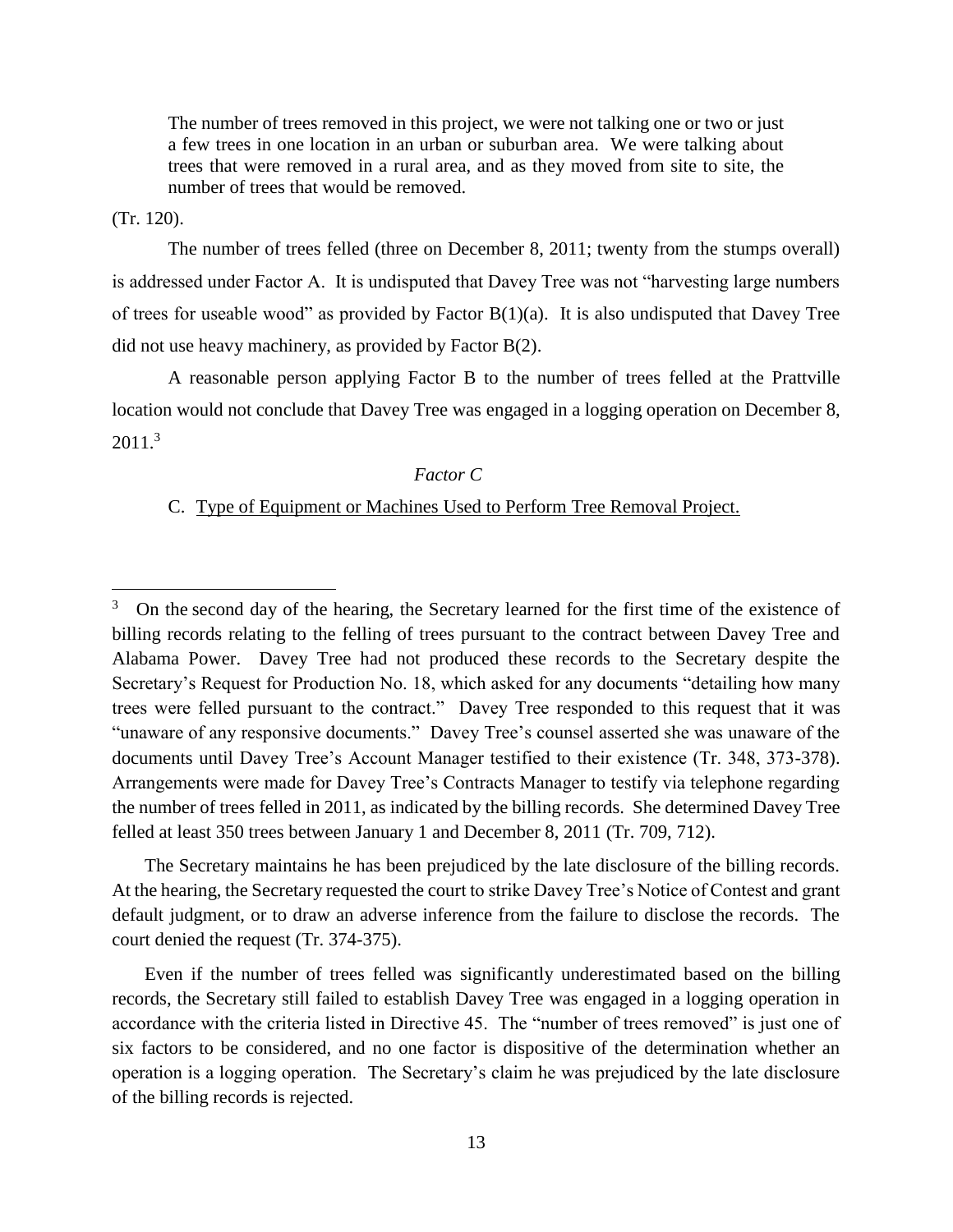> The number of trees removed in this project, we were not talking one or two or just a few trees in one location in an urban or suburban area. We were talking about trees that were removed in a rural area, and as they moved from site to site, the number of trees that would be removed.

(Tr. 120).

The number of trees felled (three on December 8, 2011; twenty from the stumps overall) is addressed under Factor A. It is undisputed that Davey Tree was not "harvesting large numbers of trees for useable wood" as provided by Factor B(1)(a). It is also undisputed that Davey Tree did not use heavy machinery, as provided by Factor B(2).

A reasonable person applying Factor B to the number of trees felled at the Prattville location would not conclude that Davey Tree was engaged in a logging operation on December 8, 2011.[3]

*Factor C*

C. Type of Equipment or Machines Used to Perform Tree Removal Project.

---

[3] On the second day of the hearing, the Secretary learned for the first time of the existence of billing records relating to the felling of trees pursuant to the contract between Davey Tree and Alabama Power. Davey Tree had not produced these records to the Secretary despite the Secretary's Request for Production No. 18, which asked for any documents "detailing how many trees were felled pursuant to the contract." Davey Tree responded to this request that it was "unaware of any responsive documents." Davey Tree's counsel asserted she was unaware of the documents until Davey Tree's Account Manager testified to their existence (Tr. 348, 373-378). Arrangements were made for Davey Tree's Contracts Manager to testify via telephone regarding the number of trees felled in 2011, as indicated by the billing records. She determined Davey Tree felled at least 350 trees between January 1 and December 8, 2011 (Tr. 709, 712).

The Secretary maintains he has been prejudiced by the late disclosure of the billing records. At the hearing, the Secretary requested the court to strike Davey Tree's Notice of Contest and grant default judgment, or to draw an adverse inference from the failure to disclose the records. The court denied the request (Tr. 374-375).

Even if the number of trees felled was significantly underestimated based on the billing records, the Secretary still failed to establish Davey Tree was engaged in a logging operation in accordance with the criteria listed in Directive 45. The "number of trees removed" is just one of six factors to be considered, and no one factor is dispositive of the determination whether an operation is a logging operation. The Secretary's claim he was prejudiced by the late disclosure of the billing records is rejected.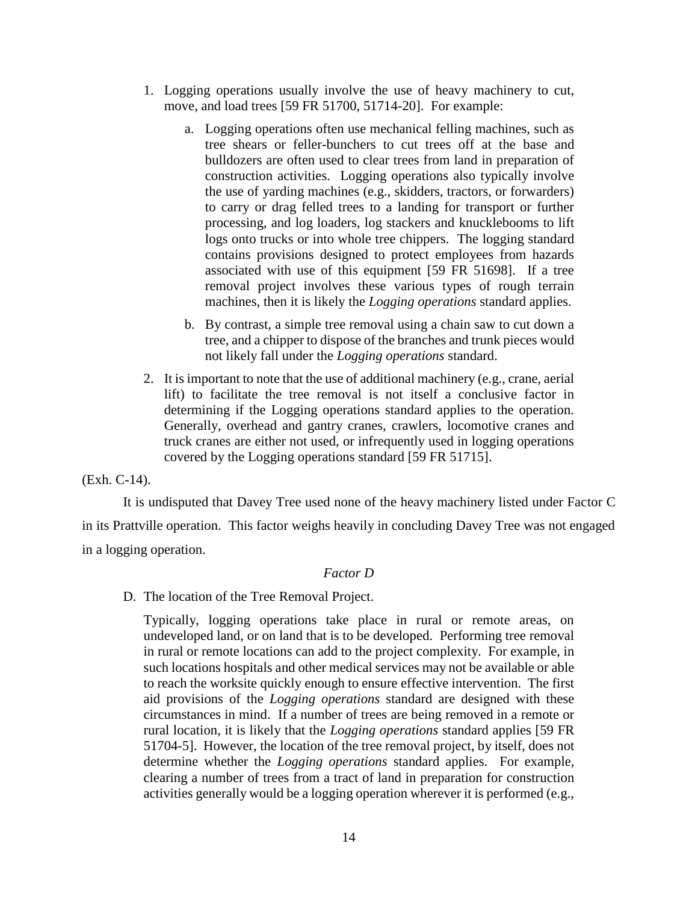1. Logging operations usually involve the use of heavy machinery to cut, move, and load trees [59 FR 51700, 51714-20]. For example:

    a. Logging operations often use mechanical felling machines, such as tree shears or feller-bunchers to cut trees off at the base and bulldozers are often used to clear trees from land in preparation of construction activities. Logging operations also typically involve the use of yarding machines (e.g., skidders, tractors, or forwarders) to carry or drag felled trees to a landing for transport or further processing, and log loaders, log stackers and knucklebooms to lift logs onto trucks or into whole tree chippers. The logging standard contains provisions designed to protect employees from hazards associated with use of this equipment [59 FR 51698]. If a tree removal project involves these various types of rough terrain machines, then it is likely the *Logging operations* standard applies.

    b. By contrast, a simple tree removal using a chain saw to cut down a tree, and a chipper to dispose of the branches and trunk pieces would not likely fall under the *Logging operations* standard.

2. It is important to note that the use of additional machinery (e.g., crane, aerial lift) to facilitate the tree removal is not itself a conclusive factor in determining if the Logging operations standard applies to the operation. Generally, overhead and gantry cranes, crawlers, locomotive cranes and truck cranes are either not used, or infrequently used in logging operations covered by the Logging operations standard [59 FR 51715].

(Exh. C-14).

It is undisputed that Davey Tree used none of the heavy machinery listed under Factor C in its Prattville operation. This factor weighs heavily in concluding Davey Tree was not engaged in a logging operation.

*Factor D*

D. The location of the Tree Removal Project.

Typically, logging operations take place in rural or remote areas, on undeveloped land, or on land that is to be developed. Performing tree removal in rural or remote locations can add to the project complexity. For example, in such locations hospitals and other medical services may not be available or able to reach the worksite quickly enough to ensure effective intervention. The first aid provisions of the *Logging operations* standard are designed with these circumstances in mind. If a number of trees are being removed in a remote or rural location, it is likely that the *Logging operations* standard applies [59 FR 51704-5]. However, the location of the tree removal project, by itself, does not determine whether the *Logging operations* standard applies. For example, clearing a number of trees from a tract of land in preparation for construction activities generally would be a logging operation wherever it is performed (e.g.,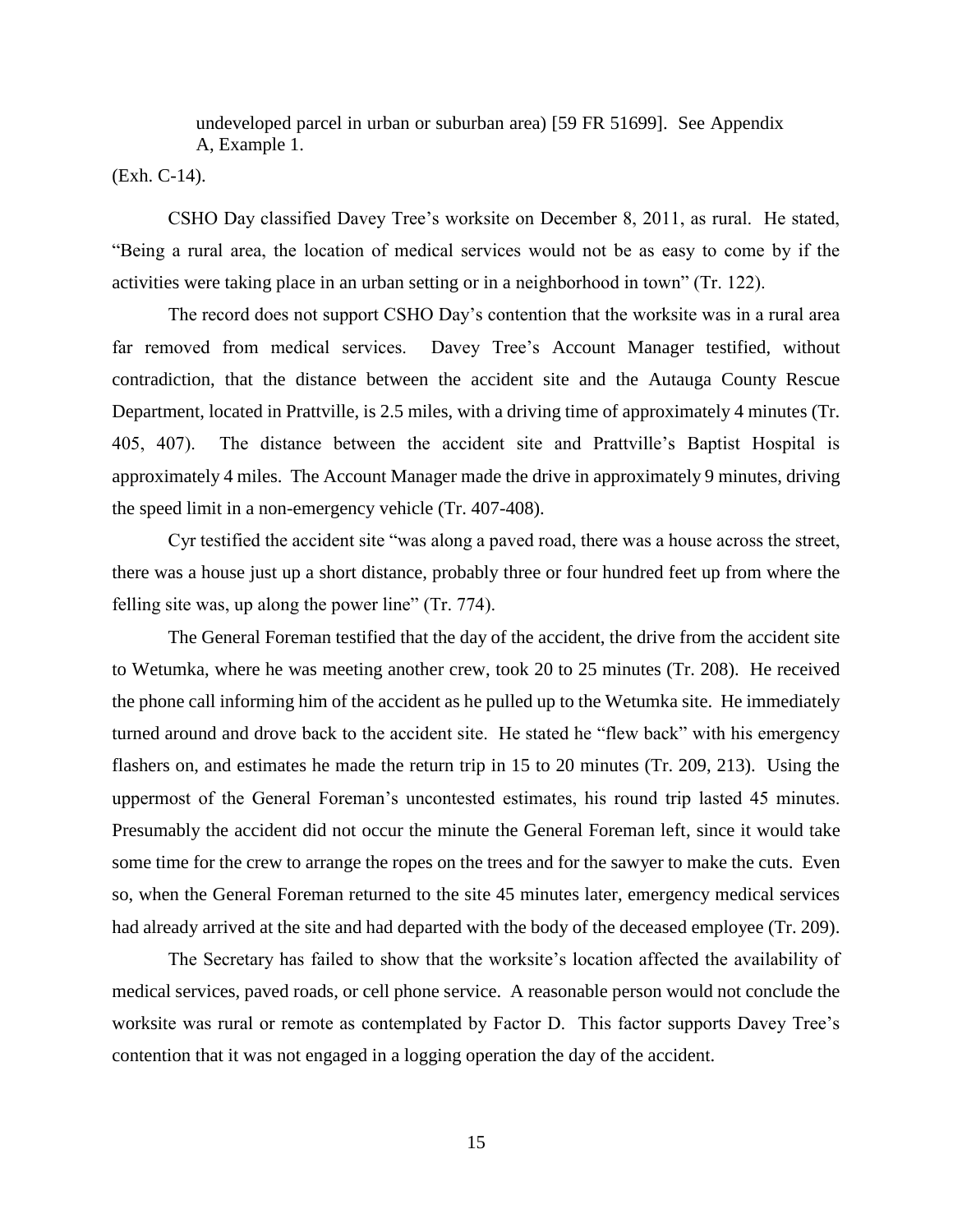> undeveloped parcel in urban or suburban area) [59 FR 51699]. See Appendix A, Example 1.

(Exh. C-14).

CSHO Day classified Davey Tree's worksite on December 8, 2011, as rural. He stated, "Being a rural area, the location of medical services would not be as easy to come by if the activities were taking place in an urban setting or in a neighborhood in town" (Tr. 122).

The record does not support CSHO Day's contention that the worksite was in a rural area far removed from medical services. Davey Tree's Account Manager testified, without contradiction, that the distance between the accident site and the Autauga County Rescue Department, located in Prattville, is 2.5 miles, with a driving time of approximately 4 minutes (Tr. 405, 407). The distance between the accident site and Prattville's Baptist Hospital is approximately 4 miles. The Account Manager made the drive in approximately 9 minutes, driving the speed limit in a non-emergency vehicle (Tr. 407-408).

Cyr testified the accident site "was along a paved road, there was a house across the street, there was a house just up a short distance, probably three or four hundred feet up from where the felling site was, up along the power line" (Tr. 774).

The General Foreman testified that the day of the accident, the drive from the accident site to Wetumka, where he was meeting another crew, took 20 to 25 minutes (Tr. 208). He received the phone call informing him of the accident as he pulled up to the Wetumka site. He immediately turned around and drove back to the accident site. He stated he "flew back" with his emergency flashers on, and estimates he made the return trip in 15 to 20 minutes (Tr. 209, 213). Using the uppermost of the General Foreman's uncontested estimates, his round trip lasted 45 minutes. Presumably the accident did not occur the minute the General Foreman left, since it would take some time for the crew to arrange the ropes on the trees and for the sawyer to make the cuts. Even so, when the General Foreman returned to the site 45 minutes later, emergency medical services had already arrived at the site and had departed with the body of the deceased employee (Tr. 209).

The Secretary has failed to show that the worksite's location affected the availability of medical services, paved roads, or cell phone service. A reasonable person would not conclude the worksite was rural or remote as contemplated by Factor D. This factor supports Davey Tree's contention that it was not engaged in a logging operation the day of the accident.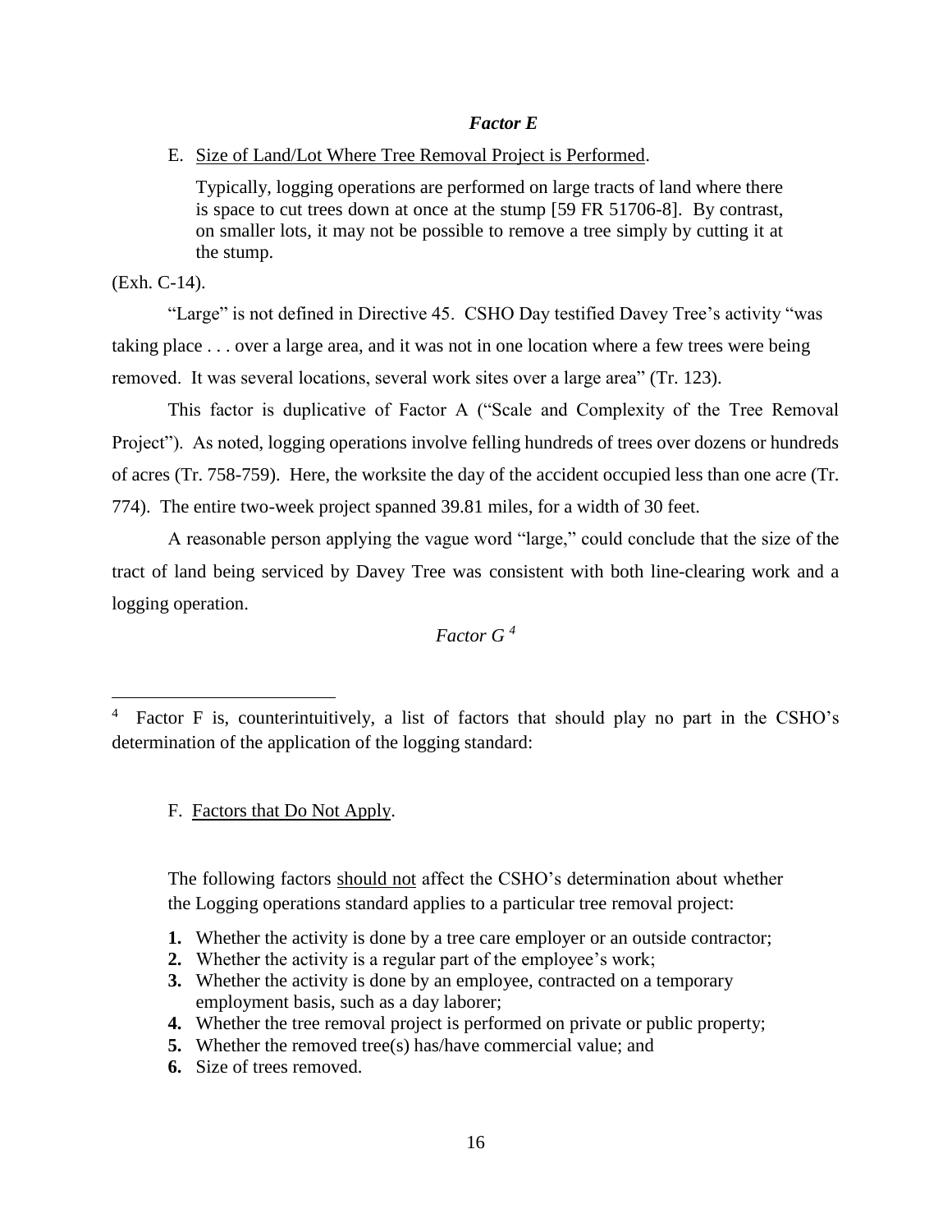### *Factor E*

E. Size of Land/Lot Where Tree Removal Project is Performed.

> Typically, logging operations are performed on large tracts of land where there is space to cut trees down at once at the stump [59 FR 51706-8]. By contrast, on smaller lots, it may not be possible to remove a tree simply by cutting it at the stump.

(Exh. C-14).

"Large" is not defined in Directive 45. CSHO Day testified Davey Tree's activity "was taking place . . . over a large area, and it was not in one location where a few trees were being removed. It was several locations, several work sites over a large area" (Tr. 123).

This factor is duplicative of Factor A ("Scale and Complexity of the Tree Removal Project"). As noted, logging operations involve felling hundreds of trees over dozens or hundreds of acres (Tr. 758-759). Here, the worksite the day of the accident occupied less than one acre (Tr. 774). The entire two-week project spanned 39.81 miles, for a width of 30 feet.

A reasonable person applying the vague word "large," could conclude that the size of the tract of land being serviced by Davey Tree was consistent with both line-clearing work and a logging operation.

### *Factor G* [4]

---

[4] Factor F is, counterintuitively, a list of factors that should play no part in the CSHO's determination of the application of the logging standard:

> F. Factors that Do Not Apply.
>
> The following factors should not affect the CSHO's determination about whether the Logging operations standard applies to a particular tree removal project:
>
> **1.** Whether the activity is done by a tree care employer or an outside contractor;
> **2.** Whether the activity is a regular part of the employee's work;
> **3.** Whether the activity is done by an employee, contracted on a temporary employment basis, such as a day laborer;
> **4.** Whether the tree removal project is performed on private or public property;
> **5.** Whether the removed tree(s) has/have commercial value; and
> **6.** Size of trees removed.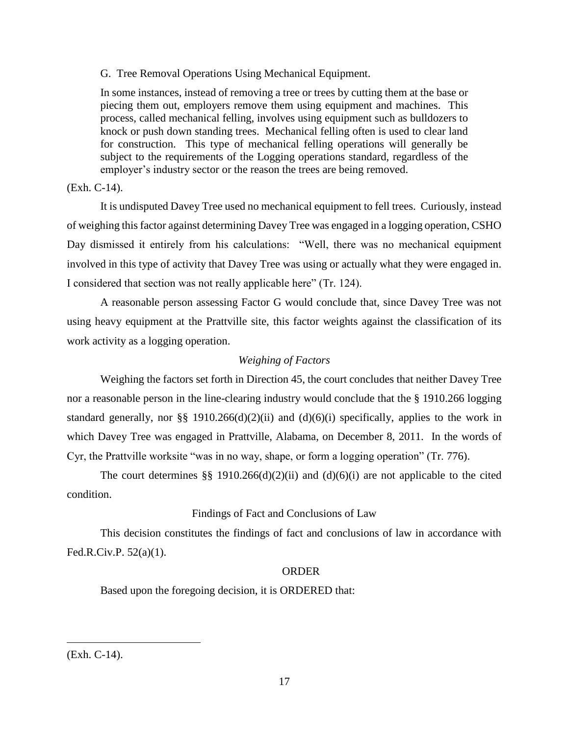G. Tree Removal Operations Using Mechanical Equipment.

> In some instances, instead of removing a tree or trees by cutting them at the base or piecing them out, employers remove them using equipment and machines. This process, called mechanical felling, involves using equipment such as bulldozers to knock or push down standing trees. Mechanical felling often is used to clear land for construction. This type of mechanical felling operations will generally be subject to the requirements of the Logging operations standard, regardless of the employer's industry sector or the reason the trees are being removed.

(Exh. C-14).

It is undisputed Davey Tree used no mechanical equipment to fell trees. Curiously, instead of weighing this factor against determining Davey Tree was engaged in a logging operation, CSHO Day dismissed it entirely from his calculations: "Well, there was no mechanical equipment involved in this type of activity that Davey Tree was using or actually what they were engaged in. I considered that section was not really applicable here" (Tr. 124).

A reasonable person assessing Factor G would conclude that, since Davey Tree was not using heavy equipment at the Prattville site, this factor weights against the classification of its work activity as a logging operation.

*Weighing of Factors*

Weighing the factors set forth in Direction 45, the court concludes that neither Davey Tree nor a reasonable person in the line-clearing industry would conclude that the § 1910.266 logging standard generally, nor §§ 1910.266(d)(2)(ii) and (d)(6)(i) specifically, applies to the work in which Davey Tree was engaged in Prattville, Alabama, on December 8, 2011. In the words of Cyr, the Prattville worksite "was in no way, shape, or form a logging operation" (Tr. 776).

The court determines §§ 1910.266(d)(2)(ii) and (d)(6)(i) are not applicable to the cited condition.

## Findings of Fact and Conclusions of Law

This decision constitutes the findings of fact and conclusions of law in accordance with Fed.R.Civ.P. 52(a)(1).

## ORDER

Based upon the foregoing decision, it is ORDERED that:

---

(Exh. C-14).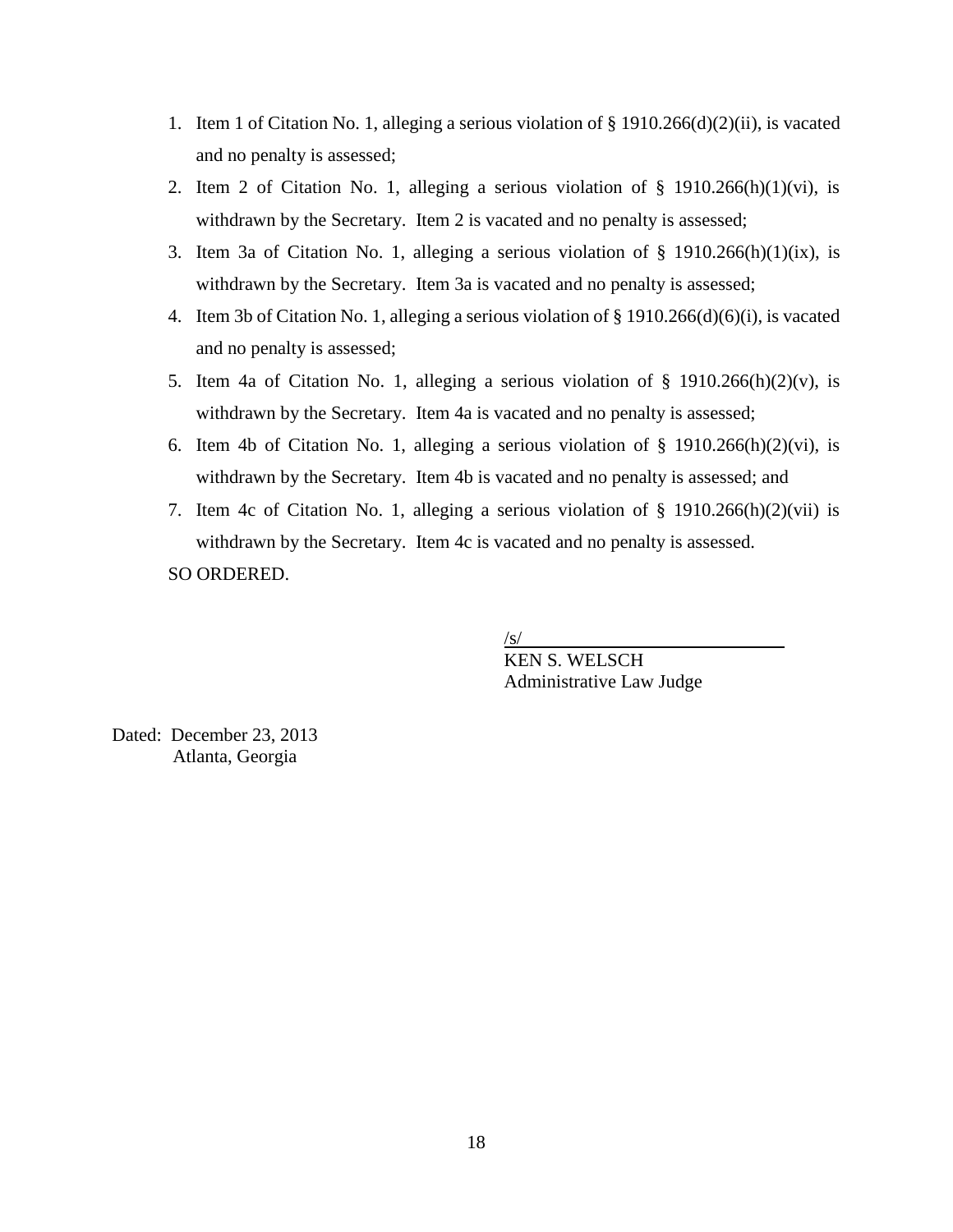1. Item 1 of Citation No. 1, alleging a serious violation of § 1910.266(d)(2)(ii), is vacated and no penalty is assessed;
2. Item 2 of Citation No. 1, alleging a serious violation of § 1910.266(h)(1)(vi), is withdrawn by the Secretary. Item 2 is vacated and no penalty is assessed;
3. Item 3a of Citation No. 1, alleging a serious violation of § 1910.266(h)(1)(ix), is withdrawn by the Secretary. Item 3a is vacated and no penalty is assessed;
4. Item 3b of Citation No. 1, alleging a serious violation of § 1910.266(d)(6)(i), is vacated and no penalty is assessed;
5. Item 4a of Citation No. 1, alleging a serious violation of § 1910.266(h)(2)(v), is withdrawn by the Secretary. Item 4a is vacated and no penalty is assessed;
6. Item 4b of Citation No. 1, alleging a serious violation of § 1910.266(h)(2)(vi), is withdrawn by the Secretary. Item 4b is vacated and no penalty is assessed; and
7. Item 4c of Citation No. 1, alleging a serious violation of § 1910.266(h)(2)(vii) is withdrawn by the Secretary. Item 4c is vacated and no penalty is assessed.

SO ORDERED.

/s/
KEN S. WELSCH
Administrative Law Judge

Dated: December 23, 2013
Atlanta, Georgia